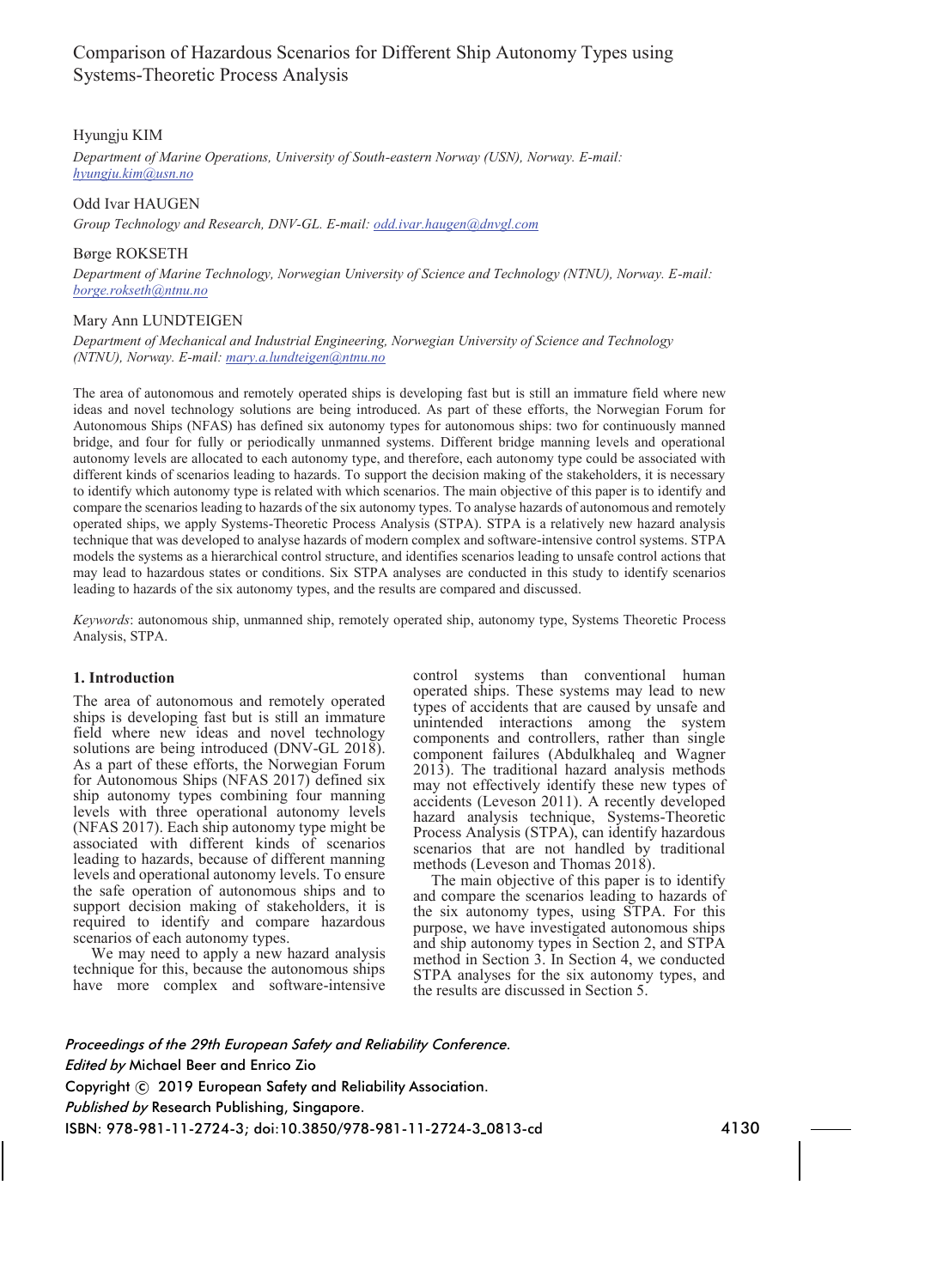# Comparison of Hazardous Scenarios for Different Ship Autonomy Types using Systems-Theoretic Process Analysis

Hyungju KIM

*Department of Marine Operations, University of South-eastern Norway (USN), Norway. E-mail: hyungju.kim@usn.no*

Odd Ivar HAUGEN

*Group Technology and Research, DNV-GL. E-mail: odd.ivar.haugen@dnvgl.com*

Børge ROKSETH

*Department of Marine Technology, Norwegian University of Science and Technology (NTNU), Norway. E-mail: borge.rokseth@ntnu.no*

Mary Ann LUNDTEIGEN

*Department of Mechanical and Industrial Engineering, Norwegian University of Science and Technology (NTNU), Norway. E-mail: mary.a.lundteigen@ntnu.no*

The area of autonomous and remotely operated ships is developing fast but is still an immature field where new ideas and novel technology solutions are being introduced. As part of these efforts, the Norwegian Forum for Autonomous Ships (NFAS) has defined six autonomy types for autonomous ships: two for continuously manned bridge, and four for fully or periodically unmanned systems. Different bridge manning levels and operational autonomy levels are allocated to each autonomy type, and therefore, each autonomy type could be associated with different kinds of scenarios leading to hazards. To support the decision making of the stakeholders, it is necessary to identify which autonomy type is related with which scenarios. The main objective of this paper is to identify and compare the scenarios leading to hazards of the six autonomy types. To analyse hazards of autonomous and remotely operated ships, we apply Systems-Theoretic Process Analysis (STPA). STPA is a relatively new hazard analysis technique that was developed to analyse hazards of modern complex and software-intensive control systems. STPA models the systems as a hierarchical control structure, and identifies scenarios leading to unsafe control actions that may lead to hazardous states or conditions. Six STPA analyses are conducted in this study to identify scenarios leading to hazards of the six autonomy types, and the results are compared and discussed.

*Keywords*: autonomous ship, unmanned ship, remotely operated ship, autonomy type, Systems Theoretic Process Analysis, STPA.

## 1. Introduction

The area of autonomous and remotely operated ships is developing fast but is still an immature field where new ideas and novel technology solutions are being introduced (DNV-GL 2018). As a part of these efforts, the Norwegian Forum for Autonomous Ships (NFAS 2017) defined six ship autonomy types combining four manning levels with three operational autonomy levels (NFAS 2017). Each ship autonomy type might be associated with different kinds of scenarios leading to hazards, because of different manning levels and operational autonomy levels. To ensure the safe operation of autonomous ships and to support decision making of stakeholders, it is required to identify and compare hazardous scenarios of each autonomy types.

We may need to apply a new hazard analysis technique for this, because the autonomous ships have more complex and software-intensive control systems than conventional human operated ships. These systems may lead to new types of accidents that are caused by unsafe and unintended interactions among the system components and controllers, rather than single component failures (Abdulkhaleq and Wagner 2013). The traditional hazard analysis methods may not effectively identify these new types of accidents (Leveson 2011). A recently developed hazard analysis technique, Systems-Theoretic Process Analysis (STPA), can identify hazardous scenarios that are not handled by traditional methods (Leveson and Thomas 2018).

The main objective of this paper is to identify and compare the scenarios leading to hazards of the six autonomy types, using STPA. For this purpose, we have investigated autonomous ships and ship autonomy types in Section 2, and STPA method in Section 3. In Section 4, we conducted STPA analyses for the six autonomy types, and the results are discussed in Section 5.

*Proceedings of the 29th European Safety and Reliability Conference.*
*Edited by* Michael Beer and Enrico Zio
Copyright © 2019 European Safety and Reliability Association.
*Published by* Research Publishing, Singapore.
ISBN: 978-981-11-2724-3; doi:10.3850/978-981-11-2724-3_0813-cd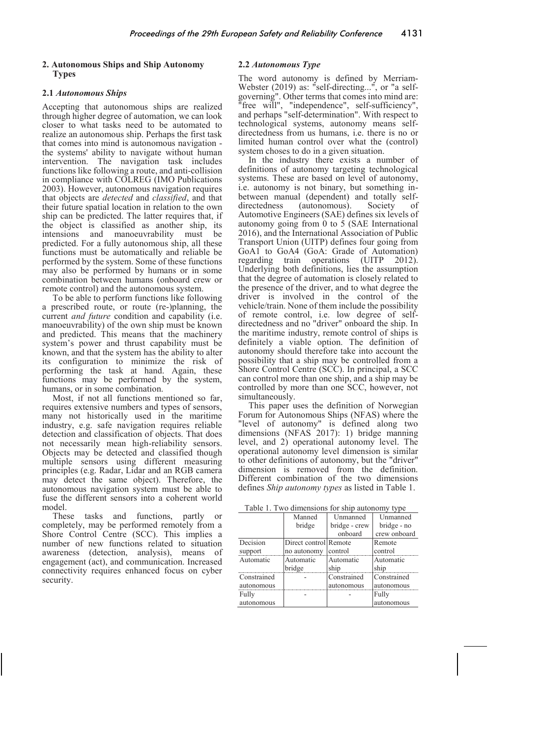## 2. Autonomous Ships and Ship Autonomy Types

### 2.1 *Autonomous Ships*

Accepting that autonomous ships are realized through higher degree of automation, we can look closer to what tasks need to be automated to realize an autonomous ship. Perhaps the first task that comes into mind is autonomous navigation - the systems' ability to navigate without human intervention. The navigation task includes functions like following a route, and anti-collision in compliance with COLREG (IMO Publications 2003). However, autonomous navigation requires that objects are *detected* and *classified*, and that their future spatial location in relation to the own ship can be predicted. The latter requires that, if the object is classified as another ship, its intensions and manoeuvrability must be predicted. For a fully autonomous ship, all these functions must be automatically and reliable be performed by the system. Some of these functions may also be performed by humans or in some combination between humans (onboard crew or remote control) and the autonomous system.

To be able to perform functions like following a prescribed route, or route (re-)planning, the current *and future* condition and capability (i.e. manoeuvrability) of the own ship must be known and predicted. This means that the machinery system's power and thrust capability must be known, and that the system has the ability to alter its configuration to minimize the risk of performing the task at hand. Again, these functions may be performed by the system, humans, or in some combination.

Most, if not all functions mentioned so far, requires extensive numbers and types of sensors, many not historically used in the maritime industry, e.g. safe navigation requires reliable detection and classification of objects. That does not necessarily mean high-reliability sensors. Objects may be detected and classified though multiple sensors using different measuring principles (e.g. Radar, Lidar and an RGB camera may detect the same object). Therefore, the autonomous navigation system must be able to fuse the different sensors into a coherent world model.

These tasks and functions, partly or completely, may be performed remotely from a Shore Control Centre (SCC). This implies a number of new functions related to situation awareness (detection, analysis), means of engagement (act), and communication. Increased connectivity requires enhanced focus on cyber security.

### 2.2 *Autonomous Type*

The word autonomy is defined by Merriam-Webster (2019) as: "self-directing...", or "a self-governing". Other terms that comes into mind are: "free will", "independence", self-sufficiency", and perhaps "self-determination". With respect to technological systems, autonomy means self-directedness from us humans, i.e. there is no or limited human control over what the (control) system choses to do in a given situation.

In the industry there exists a number of definitions of autonomy targeting technological systems. These are based on level of autonomy, i.e. autonomy is not binary, but something in-between manual (dependent) and totally self-directedness (autonomous). Society of Automotive Engineers (SAE) defines six levels of autonomy going from 0 to 5 (SAE International 2016), and the International Association of Public Transport Union (UITP) defines four going from GoA1 to GoA4 (GoA: Grade of Automation) regarding train operations (UITP 2012). Underlying both definitions, lies the assumption that the degree of automation is closely related to the presence of the driver, and to what degree the driver is involved in the control of the vehicle/train. None of them include the possibility of remote control, i.e. low degree of self-directedness and no "driver" onboard the ship. In the maritime industry, remote control of ships is definitely a viable option. The definition of autonomy should therefore take into account the possibility that a ship may be controlled from a Shore Control Centre (SCC). In principal, a SCC can control more than one ship, and a ship may be controlled by more than one SCC, however, not simultaneously.

This paper uses the definition of Norwegian Forum for Autonomous Ships (NFAS) where the "level of autonomy" is defined along two dimensions (NFAS 2017): 1) bridge manning level, and 2) operational autonomy level. The operational autonomy level dimension is similar to other definitions of autonomy, but the "driver" dimension is removed from the definition. Different combination of the two dimensions defines *Ship autonomy types* as listed in Table 1.

Table 1. Two dimensions for ship autonomy type

| | Manned bridge | Unmanned bridge - crew onboard | Unmanned bridge - no crew onboard |
|---|---|---|---|
| Decision support | Direct control no autonomy | Remote control | Remote control |
| Automatic | Automatic bridge | Automatic ship | Automatic ship |
| Constrained autonomous | - | Constrained autonomous | Constrained autonomous |
| Fully autonomous | - | - | Fully autonomous |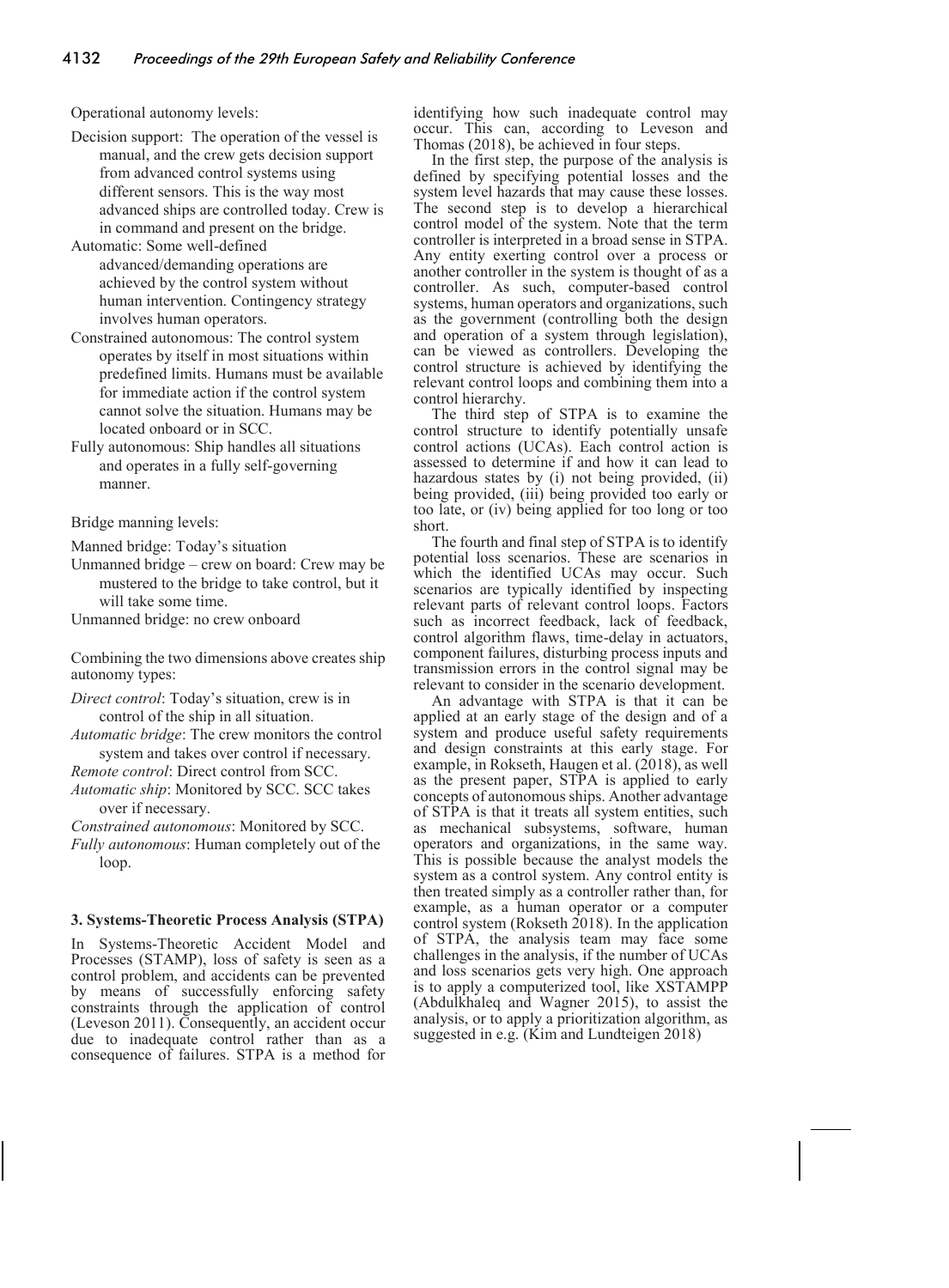Operational autonomy levels:

- Decision support: The operation of the vessel is manual, and the crew gets decision support from advanced control systems using different sensors. This is the way most advanced ships are controlled today. Crew is in command and present on the bridge.
- Automatic: Some well-defined advanced/demanding operations are achieved by the control system without human intervention. Contingency strategy involves human operators.
- Constrained autonomous: The control system operates by itself in most situations within predefined limits. Humans must be available for immediate action if the control system cannot solve the situation. Humans may be located onboard or in SCC.
- Fully autonomous: Ship handles all situations and operates in a fully self-governing manner.

Bridge manning levels:

- Manned bridge: Today's situation
- Unmanned bridge – crew on board: Crew may be mustered to the bridge to take control, but it will take some time.
- Unmanned bridge: no crew onboard

Combining the two dimensions above creates ship autonomy types:

- *Direct control*: Today's situation, crew is in control of the ship in all situation.
- *Automatic bridge*: The crew monitors the control system and takes over control if necessary.
- *Remote control*: Direct control from SCC.
- *Automatic ship*: Monitored by SCC. SCC takes over if necessary.
- *Constrained autonomous*: Monitored by SCC.
- *Fully autonomous*: Human completely out of the loop.

## 3. Systems-Theoretic Process Analysis (STPA)

In Systems-Theoretic Accident Model and Processes (STAMP), loss of safety is seen as a control problem, and accidents can be prevented by means of successfully enforcing safety constraints through the application of control (Leveson 2011). Consequently, an accident occur due to inadequate control rather than as a consequence of failures. STPA is a method for identifying how such inadequate control may occur. This can, according to Leveson and Thomas (2018), be achieved in four steps.

In the first step, the purpose of the analysis is defined by specifying potential losses and the system level hazards that may cause these losses. The second step is to develop a hierarchical control model of the system. Note that the term controller is interpreted in a broad sense in STPA. Any entity exerting control over a process or another controller in the system is thought of as a controller. As such, computer-based control systems, human operators and organizations, such as the government (controlling both the design and operation of a system through legislation), can be viewed as controllers. Developing the control structure is achieved by identifying the relevant control loops and combining them into a control hierarchy.

The third step of STPA is to examine the control structure to identify potentially unsafe control actions (UCAs). Each control action is assessed to determine if and how it can lead to hazardous states by (i) not being provided, (ii) being provided, (iii) being provided too early or too late, or (iv) being applied for too long or too short.

The fourth and final step of STPA is to identify potential loss scenarios. These are scenarios in which the identified UCAs may occur. Such scenarios are typically identified by inspecting relevant parts of relevant control loops. Factors such as incorrect feedback, lack of feedback, control algorithm flaws, time-delay in actuators, component failures, disturbing process inputs and transmission errors in the control signal may be relevant to consider in the scenario development.

An advantage with STPA is that it can be applied at an early stage of the design and of a system and produce useful safety requirements and design constraints at this early stage. For example, in Rokseth, Haugen et al. (2018), as well as the present paper, STPA is applied to early concepts of autonomous ships. Another advantage of STPA is that it treats all system entities, such as mechanical subsystems, software, human operators and organizations, in the same way. This is possible because the analyst models the system as a control system. Any control entity is then treated simply as a controller rather than, for example, as a human operator or a computer control system (Rokseth 2018). In the application of STPA, the analysis team may face some challenges in the analysis, if the number of UCAs and loss scenarios gets very high. One approach is to apply a computerized tool, like XSTAMPP (Abdulkhaleq and Wagner 2015), to assist the analysis, or to apply a prioritization algorithm, as suggested in e.g. (Kim and Lundteigen 2018)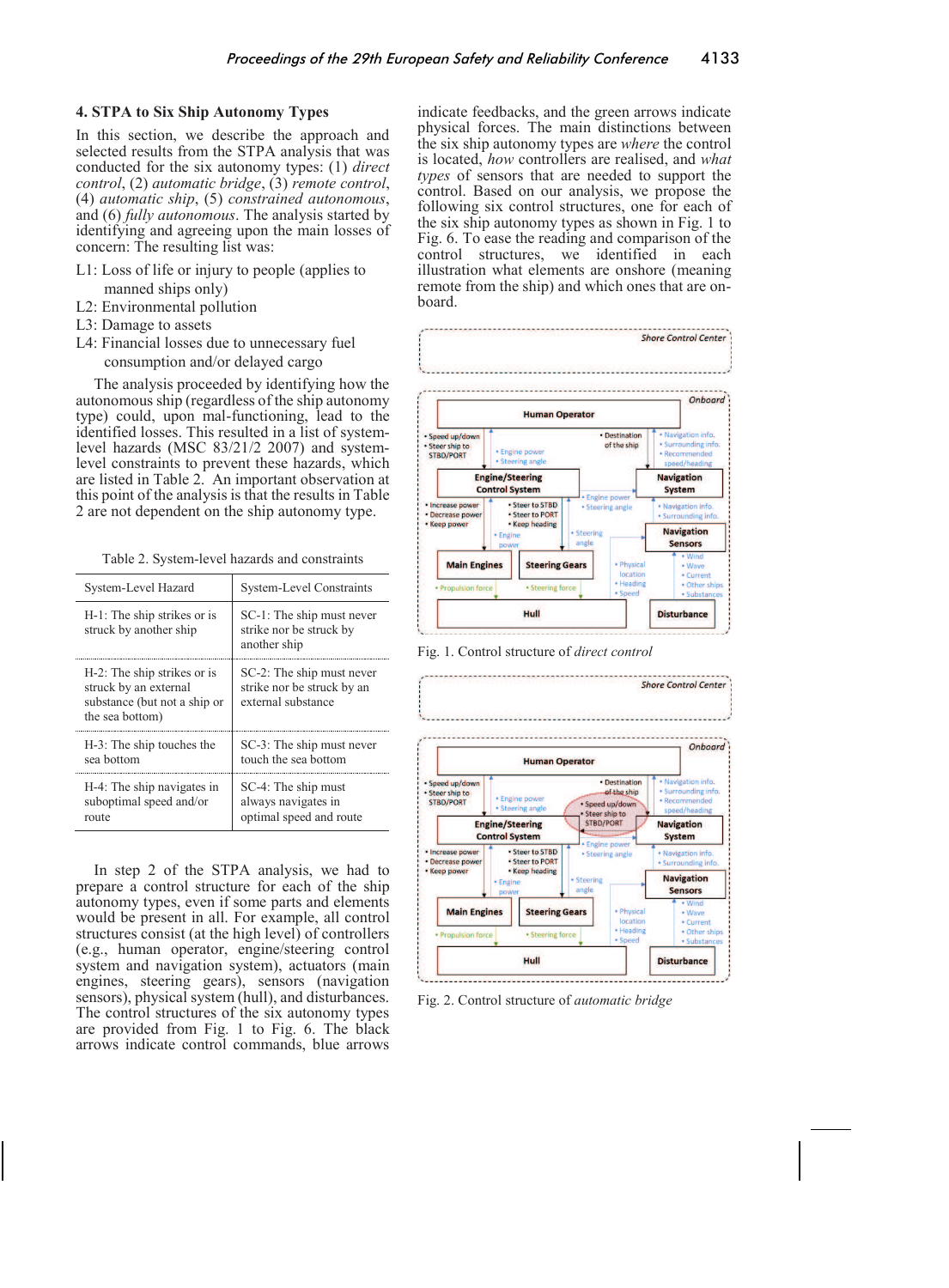## 4. STPA to Six Ship Autonomy Types

In this section, we describe the approach and selected results from the STPA analysis that was conducted for the six autonomy types: (1) *direct control*, (2) *automatic bridge*, (3) *remote control*, (4) *automatic ship*, (5) *constrained autonomous*, and (6) *fully autonomous*. The analysis started by identifying and agreeing upon the main losses of concern: The resulting list was:

L1: Loss of life or injury to people (applies to manned ships only)
L2: Environmental pollution
L3: Damage to assets
L4: Financial losses due to unnecessary fuel consumption and/or delayed cargo

The analysis proceeded by identifying how the autonomous ship (regardless of the ship autonomy type) could, upon mal-functioning, lead to the identified losses. This resulted in a list of system-level hazards (MSC 83/21/2 2007) and system-level constraints to prevent these hazards, which are listed in Table 2. An important observation at this point of the analysis is that the results in Table 2 are not dependent on the ship autonomy type.

Table 2. System-level hazards and constraints

| System-Level Hazard | System-Level Constraints |
|---|---|
| H-1: The ship strikes or is struck by another ship | SC-1: The ship must never strike nor be struck by another ship |
| H-2: The ship strikes or is struck by an external substance (but not a ship or the sea bottom) | SC-2: The ship must never strike nor be struck by an external substance |
| H-3: The ship touches the sea bottom | SC-3: The ship must never touch the sea bottom |
| H-4: The ship navigates in suboptimal speed and/or route | SC-4: The ship must always navigates in optimal speed and route |

In step 2 of the STPA analysis, we had to prepare a control structure for each of the ship autonomy types, even if some parts and elements would be present in all. For example, all control structures consist (at the high level) of controllers (e.g., human operator, engine/steering control system and navigation system), actuators (main engines, steering gears), sensors (navigation sensors), physical system (hull), and disturbances. The control structures of the six autonomy types are provided from Fig. 1 to Fig. 6. The black arrows indicate control commands, blue arrows indicate feedbacks, and the green arrows indicate physical forces. The main distinctions between the six ship autonomy types are *where* the control is located, *how* controllers are realised, and *what types* of sensors that are needed to support the control. Based on our analysis, we propose the following six control structures, one for each of the six ship autonomy types as shown in Fig. 1 to Fig. 6. To ease the reading and comparison of the control structures, we identified in each illustration what elements are onshore (meaning remote from the ship) and which ones that are on-board.

Fig. 1. Control structure of *direct control*

Fig. 2. Control structure of *automatic bridge*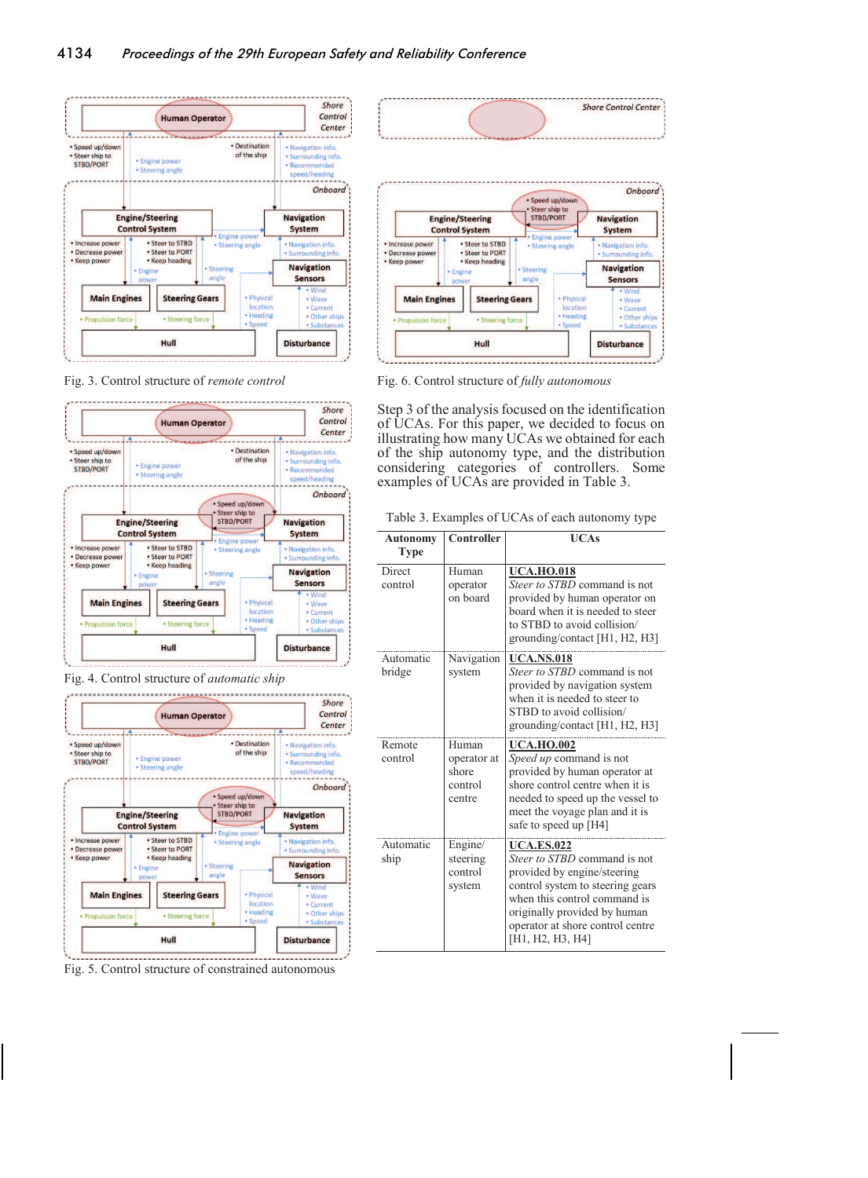Fig. 3. Control structure of *remote control*

Fig. 4. Control structure of *automatic ship*

Fig. 5. Control structure of constrained autonomous

Fig. 6. Control structure of *fully autonomous*

Step 3 of the analysis focused on the identification of UCAs. For this paper, we decided to focus on illustrating how many UCAs we obtained for each of the ship autonomy type, and the distribution considering categories of controllers. Some examples of UCAs are provided in Table 3.

Table 3. Examples of UCAs of each autonomy type

| Autonomy Type | Controller | UCAs |
|---|---|---|
| Direct control | Human operator on board | **UCA.HO.018** *Steer to STBD* command is not provided by human operator on board when it is needed to steer to STBD to avoid collision/ grounding/contact [H1, H2, H3] |
| Automatic bridge | Navigation system | **UCA.NS.018** *Steer to STBD* command is not provided by navigation system when it is needed to steer to STBD to avoid collision/ grounding/contact [H1, H2, H3] |
| Remote control | Human operator at shore control centre | **UCA.HO.002** *Speed up* command is not provided by human operator at shore control centre when it is needed to speed up the vessel to meet the voyage plan and it is safe to speed up [H4] |
| Automatic ship | Engine/ steering control system | **UCA.ES.022** *Steer to STBD* command is not provided by engine/steering control system to steering gears when this control command is originally provided by human operator at shore control centre [H1, H2, H3, H4] |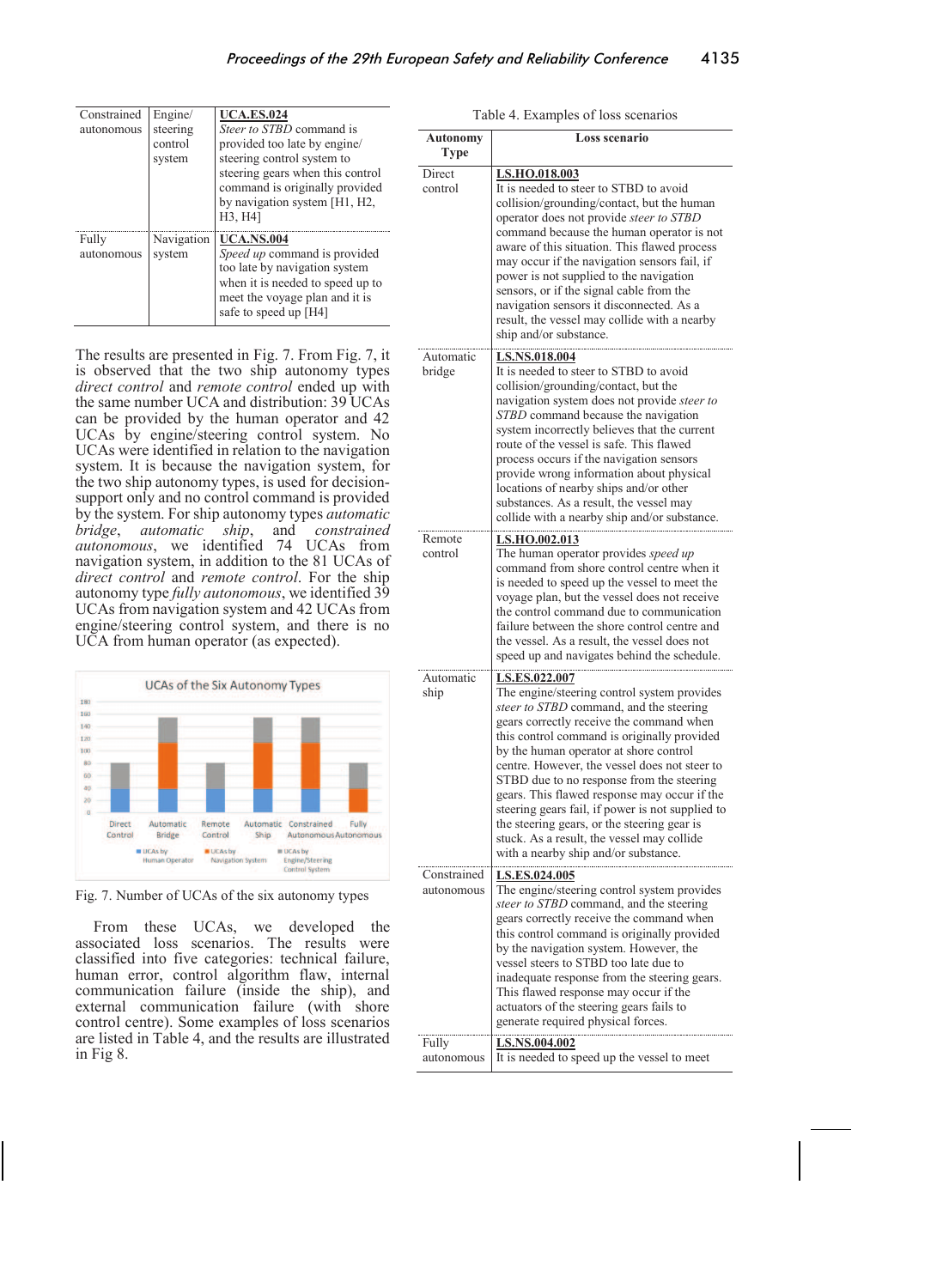| Constrained autonomous | Engine/ steering control system | **UCA.ES.024** *Steer to STBD* command is provided too late by engine/ steering control system to steering gears when this control command is originally provided by navigation system [H1, H2, H3, H4] |
|---|---|---|
| Fully autonomous | Navigation system | **UCA.NS.004** *Speed up* command is provided too late by navigation system when it is needed to speed up to meet the voyage plan and it is safe to speed up [H4] |

The results are presented in Fig. 7. From Fig. 7, it is observed that the two ship autonomy types *direct control* and *remote control* ended up with the same number UCA and distribution: 39 UCAs can be provided by the human operator and 42 UCAs by engine/steering control system. No UCAs were identified in relation to the navigation system. It is because the navigation system, for the two ship autonomy types, is used for decision-support only and no control command is provided by the system. For ship autonomy types *automatic bridge*, *automatic ship*, and *constrained autonomous*, we identified 74 UCAs from navigation system, in addition to the 81 UCAs of *direct control* and *remote control*. For the ship autonomy type *fully autonomous*, we identified 39 UCAs from navigation system and 42 UCAs from engine/steering control system, and there is no UCA from human operator (as expected).

Fig. 7. Number of UCAs of the six autonomy types

From these UCAs, we developed the associated loss scenarios. The results were classified into five categories: technical failure, human error, control algorithm flaw, internal communication failure (inside the ship), and external communication failure (with shore control centre). Some examples of loss scenarios are listed in Table 4, and the results are illustrated in Fig 8.

Table 4. Examples of loss scenarios

| Autonomy Type | Loss scenario |
|---|---|
| Direct control | **LS.HO.018.003** It is needed to steer to STBD to avoid collision/grounding/contact, but the human operator does not provide *steer to STBD* command because the human operator is not aware of this situation. This flawed process may occur if the navigation sensors fail, if power is not supplied to the navigation sensors, or if the signal cable from the navigation sensors it disconnected. As a result, the vessel may collide with a nearby ship and/or substance. |
| Automatic bridge | **LS.NS.018.004** It is needed to steer to STBD to avoid collision/grounding/contact, but the navigation system does not provide *steer to STBD* command because the navigation system incorrectly believes that the current route of the vessel is safe. This flawed process occurs if the navigation sensors provide wrong information about physical locations of nearby ships and/or other substances. As a result, the vessel may collide with a nearby ship and/or substance. |
| Remote control | **LS.HO.002.013** The human operator provides *speed up* command from shore control centre when it is needed to speed up the vessel to meet the voyage plan, but the vessel does not receive the control command due to communication failure between the shore control centre and the vessel. As a result, the vessel does not speed up and navigates behind the schedule. |
| Automatic ship | **LS.ES.022.007** The engine/steering control system provides *steer to STBD* command, and the steering gears correctly receive the command when this control command is originally provided by the human operator at shore control centre. However, the vessel does not steer to STBD due to no response from the steering gears. This flawed response may occur if the steering gears fail, if power is not supplied to the steering gears, or the steering gear is stuck. As a result, the vessel may collide with a nearby ship and/or substance. |
| Constrained autonomous | **LS.ES.024.005** The engine/steering control system provides *steer to STBD* command, and the steering gears correctly receive the command when this control command is originally provided by the navigation system. However, the vessel steers to STBD too late due to inadequate response from the steering gears. This flawed response may occur if the actuators of the steering gears fails to generate required physical forces. |
| Fully autonomous | **LS.NS.004.002** It is needed to speed up the vessel to meet |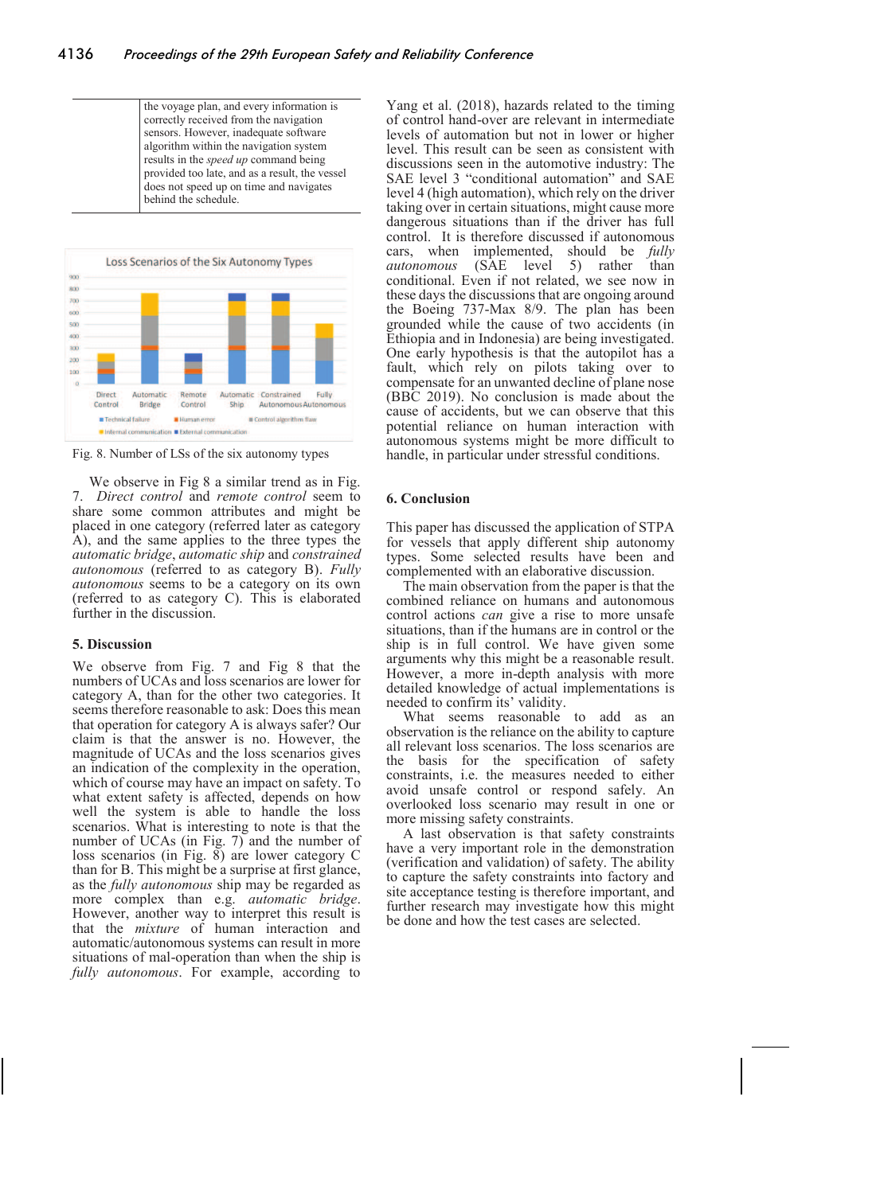| | the voyage plan, and every information is correctly received from the navigation sensors. However, inadequate software algorithm within the navigation system results in the *speed up* command being provided too late, and as a result, the vessel does not speed up on time and navigates behind the schedule. |
|---|---|

Fig. 8. Number of LSs of the six autonomy types

We observe in Fig 8 a similar trend as in Fig. 7. *Direct control* and *remote control* seem to share some common attributes and might be placed in one category (referred later as category A), and the same applies to the three types the *automatic bridge*, *automatic ship* and *constrained autonomous* (referred to as category B). *Fully autonomous* seems to be a category on its own (referred to as category C). This is elaborated further in the discussion.

## 5. Discussion

We observe from Fig. 7 and Fig 8 that the numbers of UCAs and loss scenarios are lower for category A, than for the other two categories. It seems therefore reasonable to ask: Does this mean that operation for category A is always safer? Our claim is that the answer is no. However, the magnitude of UCAs and the loss scenarios gives an indication of the complexity in the operation, which of course may have an impact on safety. To what extent safety is affected, depends on how well the system is able to handle the loss scenarios. What is interesting to note is that the number of UCAs (in Fig. 7) and the number of loss scenarios (in Fig. 8) are lower category C than for B. This might be a surprise at first glance, as the *fully autonomous* ship may be regarded as more complex than e.g. *automatic bridge*. However, another way to interpret this result is that the *mixture* of human interaction and automatic/autonomous systems can result in more situations of mal-operation than when the ship is *fully autonomous*. For example, according to Yang et al. (2018), hazards related to the timing of control hand-over are relevant in intermediate levels of automation but not in lower or higher level. This result can be seen as consistent with discussions seen in the automotive industry: The SAE level 3 "conditional automation" and SAE level 4 (high automation), which rely on the driver taking over in certain situations, might cause more dangerous situations than if the driver has full control. It is therefore discussed if autonomous cars, when implemented, should be *fully autonomous* (SAE level 5) rather than conditional. Even if not related, we see now in these days the discussions that are ongoing around the Boeing 737-Max 8/9. The plan has been grounded while the cause of two accidents (in Ethiopia and in Indonesia) are being investigated. One early hypothesis is that the autopilot has a fault, which rely on pilots taking over to compensate for an unwanted decline of plane nose (BBC 2019). No conclusion is made about the cause of accidents, but we can observe that this potential reliance on human interaction with autonomous systems might be more difficult to handle, in particular under stressful conditions.

## 6. Conclusion

This paper has discussed the application of STPA for vessels that apply different ship autonomy types. Some selected results have been and complemented with an elaborative discussion.

The main observation from the paper is that the combined reliance on humans and autonomous control actions *can* give a rise to more unsafe situations, than if the humans are in control or the ship is in full control. We have given some arguments why this might be a reasonable result. However, a more in-depth analysis with more detailed knowledge of actual implementations is needed to confirm its' validity.

What seems reasonable to add as an observation is the reliance on the ability to capture all relevant loss scenarios. The loss scenarios are the basis for the specification of safety constraints, i.e. the measures needed to either avoid unsafe control or respond safely. An overlooked loss scenario may result in one or more missing safety constraints.

A last observation is that safety constraints have a very important role in the demonstration (verification and validation) of safety. The ability to capture the safety constraints into factory and site acceptance testing is therefore important, and further research may investigate how this might be done and how the test cases are selected.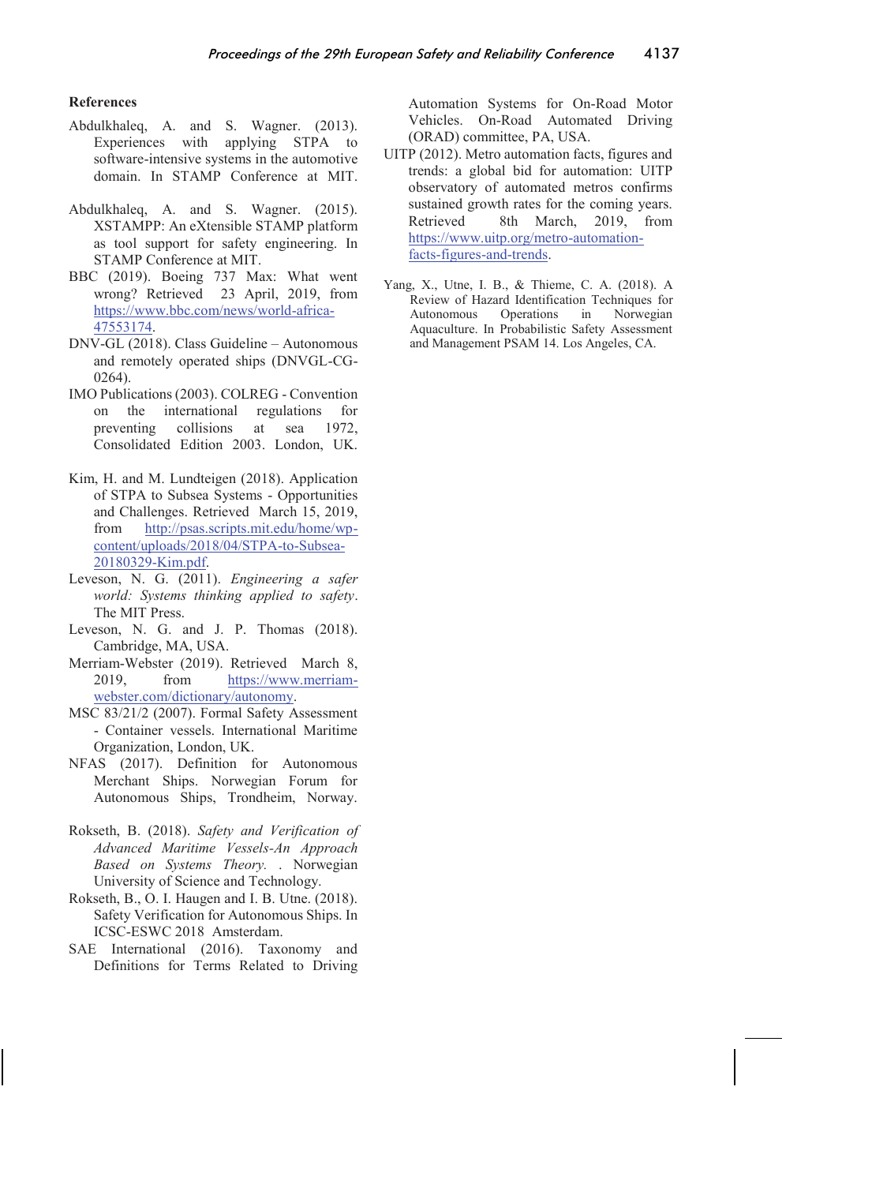## References

Abdulkhaleq, A. and S. Wagner. (2013). Experiences with applying STPA to software-intensive systems in the automotive domain. In STAMP Conference at MIT.

Abdulkhaleq, A. and S. Wagner. (2015). XSTAMPP: An eXtensible STAMP platform as tool support for safety engineering. In STAMP Conference at MIT.

BBC (2019). Boeing 737 Max: What went wrong? Retrieved 23 April, 2019, from https://www.bbc.com/news/world-africa-47553174.

DNV-GL (2018). Class Guideline – Autonomous and remotely operated ships (DNVGL-CG-0264).

IMO Publications (2003). COLREG - Convention on the international regulations for preventing collisions at sea 1972, Consolidated Edition 2003. London, UK.

Kim, H. and M. Lundteigen (2018). Application of STPA to Subsea Systems - Opportunities and Challenges. Retrieved March 15, 2019, from http://psas.scripts.mit.edu/home/wp-content/uploads/2018/04/STPA-to-Subsea-20180329-Kim.pdf.

Leveson, N. G. (2011). *Engineering a safer world: Systems thinking applied to safety*. The MIT Press.

Leveson, N. G. and J. P. Thomas (2018). Cambridge, MA, USA.

Merriam-Webster (2019). Retrieved March 8, 2019, from https://www.merriam-webster.com/dictionary/autonomy.

MSC 83/21/2 (2007). Formal Safety Assessment - Container vessels. International Maritime Organization, London, UK.

NFAS (2017). Definition for Autonomous Merchant Ships. Norwegian Forum for Autonomous Ships, Trondheim, Norway.

Rokseth, B. (2018). *Safety and Verification of Advanced Maritime Vessels-An Approach Based on Systems Theory.* . Norwegian University of Science and Technology.

Rokseth, B., O. I. Haugen and I. B. Utne. (2018). Safety Verification for Autonomous Ships. In ICSC-ESWC 2018 Amsterdam.

SAE International (2016). Taxonomy and Definitions for Terms Related to Driving Automation Systems for On-Road Motor Vehicles. On-Road Automated Driving (ORAD) committee, PA, USA.

UITP (2012). Metro automation facts, figures and trends: a global bid for automation: UITP observatory of automated metros confirms sustained growth rates for the coming years. Retrieved 8th March, 2019, from https://www.uitp.org/metro-automation-facts-figures-and-trends.

Yang, X., Utne, I. B., & Thieme, C. A. (2018). A Review of Hazard Identification Techniques for Autonomous Operations in Norwegian Aquaculture. In Probabilistic Safety Assessment and Management PSAM 14. Los Angeles, CA.